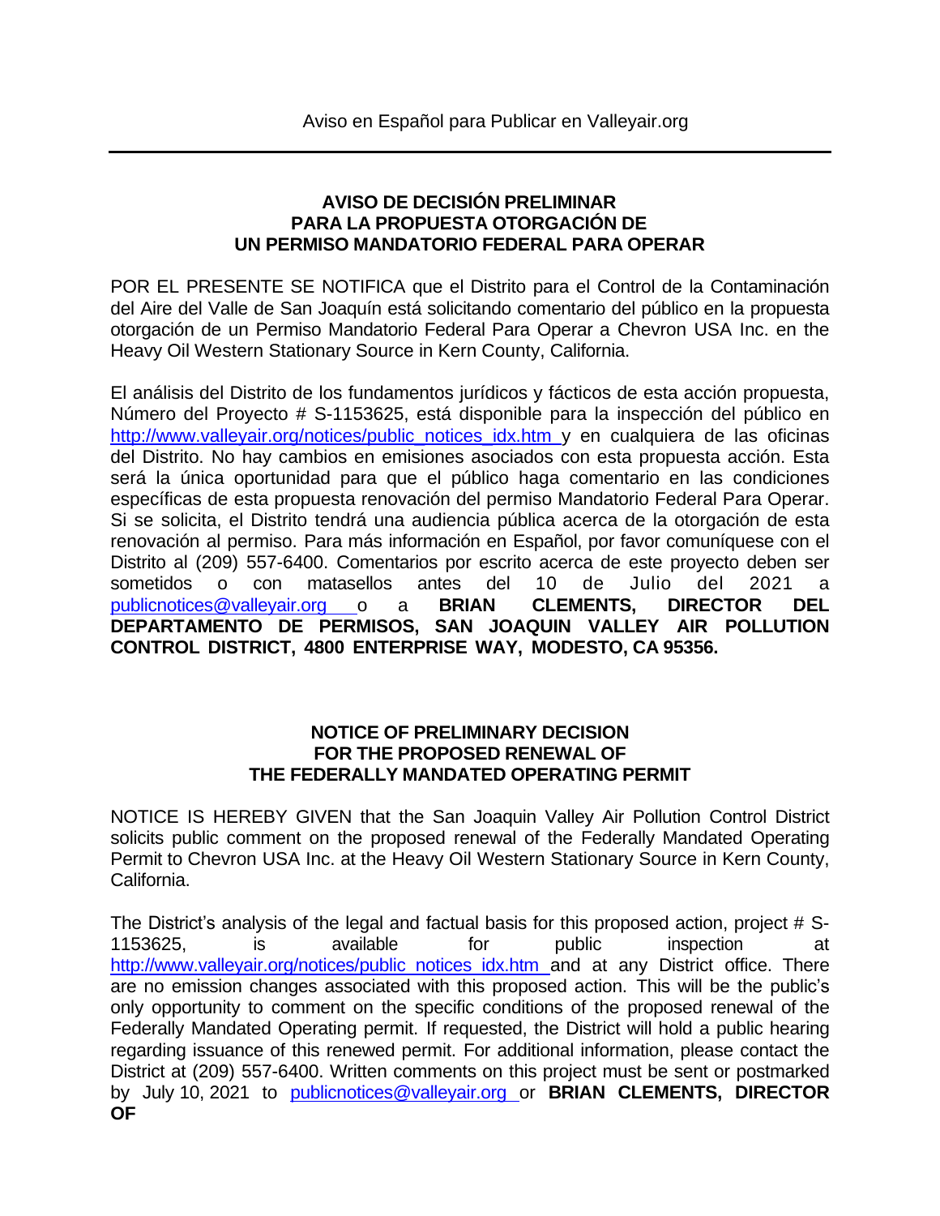Aviso en Español para Publicar en Valleyair.org

---

**AVISO DE DECISIÓN PRELIMINAR**
**PARA LA PROPUESTA OTORGACIÓN DE**
**UN PERMISO MANDATORIO FEDERAL PARA OPERAR**

POR EL PRESENTE SE NOTIFICA que el Distrito para el Control de la Contaminación del Aire del Valle de San Joaquín está solicitando comentario del público en la propuesta otorgación de un Permiso Mandatorio Federal Para Operar a Chevron USA Inc. en the Heavy Oil Western Stationary Source in Kern County, California.

El análisis del Distrito de los fundamentos jurídicos y fácticos de esta acción propuesta, Número del Proyecto # S-1153625, está disponible para la inspección del público en http://www.valleyair.org/notices/public_notices_idx.htm y en cualquiera de las oficinas del Distrito. No hay cambios en emisiones asociados con esta propuesta acción. Esta será la única oportunidad para que el público haga comentario en las condiciones específicas de esta propuesta renovación del permiso Mandatorio Federal Para Operar. Si se solicita, el Distrito tendrá una audiencia pública acerca de la otorgación de esta renovación al permiso. Para más información en Español, por favor comuníquese con el Distrito al (209) 557-6400. Comentarios por escrito acerca de este proyecto deben ser sometidos o con matasellos antes del 10 de Julio del 2021 a publicnotices@valleyair.org o a **BRIAN CLEMENTS, DIRECTOR DEL DEPARTAMENTO DE PERMISOS, SAN JOAQUIN VALLEY AIR POLLUTION CONTROL DISTRICT, 4800 ENTERPRISE WAY, MODESTO, CA 95356.**

**NOTICE OF PRELIMINARY DECISION**
**FOR THE PROPOSED RENEWAL OF**
**THE FEDERALLY MANDATED OPERATING PERMIT**

NOTICE IS HEREBY GIVEN that the San Joaquin Valley Air Pollution Control District solicits public comment on the proposed renewal of the Federally Mandated Operating Permit to Chevron USA Inc. at the Heavy Oil Western Stationary Source in Kern County, California.

The District's analysis of the legal and factual basis for this proposed action, project # S-1153625, is available for public inspection at http://www.valleyair.org/notices/public_notices_idx.htm and at any District office. There are no emission changes associated with this proposed action. This will be the public's only opportunity to comment on the specific conditions of the proposed renewal of the Federally Mandated Operating permit. If requested, the District will hold a public hearing regarding issuance of this renewed permit. For additional information, please contact the District at (209) 557-6400. Written comments on this project must be sent or postmarked by July 10, 2021 to publicnotices@valleyair.org or **BRIAN CLEMENTS, DIRECTOR OF**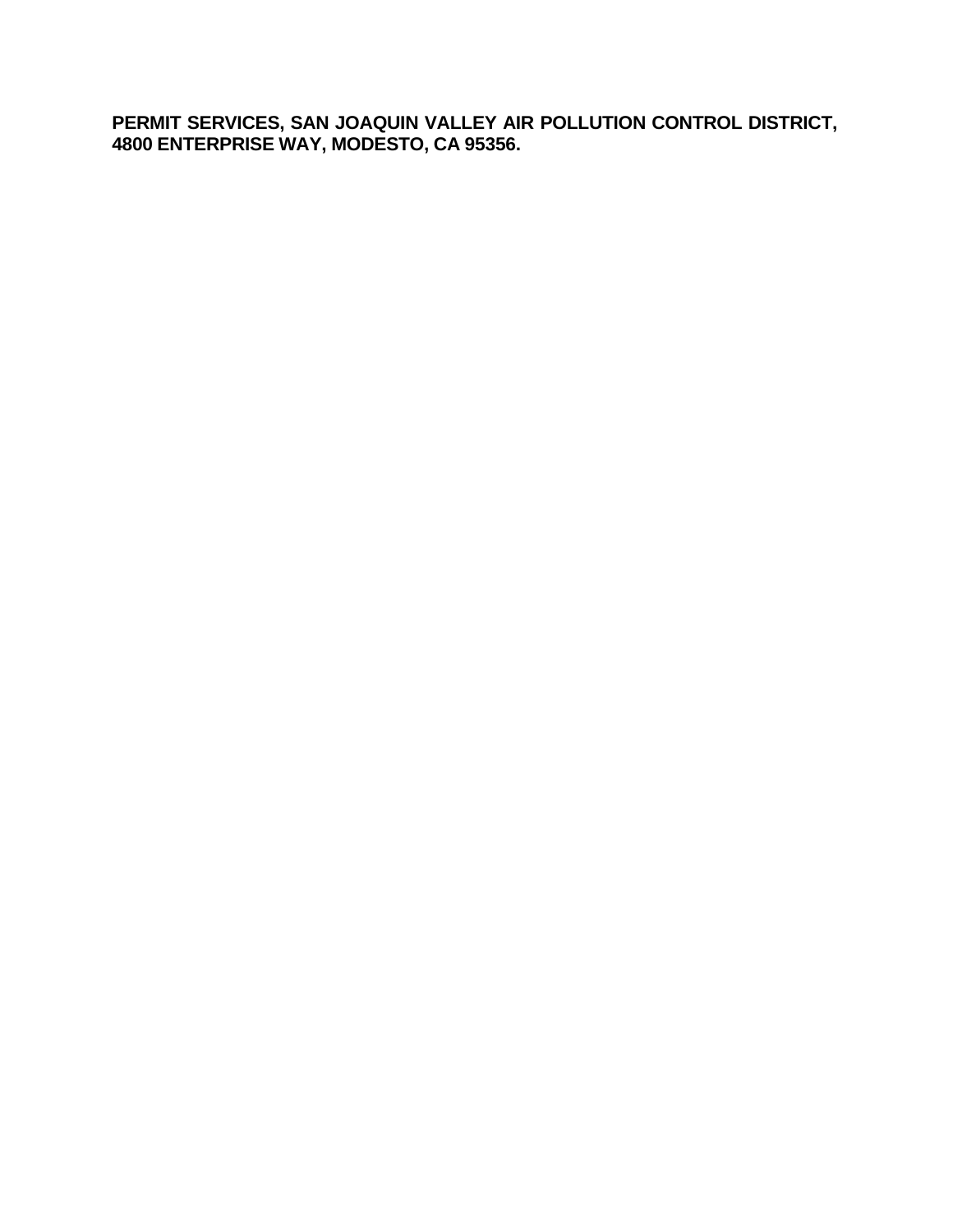**PERMIT SERVICES, SAN JOAQUIN VALLEY AIR POLLUTION CONTROL DISTRICT, 4800 ENTERPRISE WAY, MODESTO, CA 95356.**